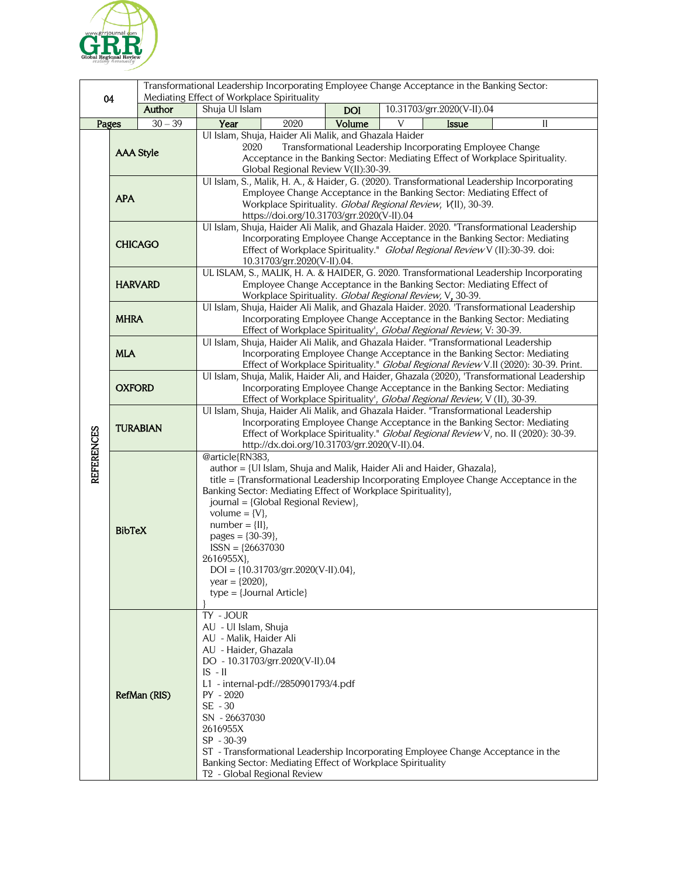| 04 | Transformational Leadership Incorporating Employee Change Acceptance in the Banking Sector: Mediating Effect of Workplace Spirituality | | | | | | |
|---|---|---|---|---|---|---|---|
| | **Author** | Shuja Ul Islam | | **DOI** | 10.31703/grr.2020(V-II).04 | | |
| **Pages** | 30 – 39 | **Year** | 2020 | **Volume** | V | **Issue** | II |

**REFERENCES**

| Style | Reference |
|---|---|
| **AAA Style** | Ul Islam, Shuja, Haider Ali Malik, and Ghazala Haider 2020 Transformational Leadership Incorporating Employee Change Acceptance in the Banking Sector: Mediating Effect of Workplace Spirituality. Global Regional Review V(II):30-39. |
| **APA** | Ul Islam, S., Malik, H. A., & Haider, G. (2020). Transformational Leadership Incorporating Employee Change Acceptance in the Banking Sector: Mediating Effect of Workplace Spirituality. *Global Regional Review*, *V*(II), 30-39. https://doi.org/10.31703/grr.2020(V-II).04 |
| **CHICAGO** | Ul Islam, Shuja, Haider Ali Malik, and Ghazala Haider. 2020. "Transformational Leadership Incorporating Employee Change Acceptance in the Banking Sector: Mediating Effect of Workplace Spirituality." *Global Regional Review* V (II):30-39. doi: 10.31703/grr.2020(V-II).04. |
| **HARVARD** | UL ISLAM, S., MALIK, H. A. & HAIDER, G. 2020. Transformational Leadership Incorporating Employee Change Acceptance in the Banking Sector: Mediating Effect of Workplace Spirituality. *Global Regional Review*, V, 30-39. |
| **MHRA** | Ul Islam, Shuja, Haider Ali Malik, and Ghazala Haider. 2020. 'Transformational Leadership Incorporating Employee Change Acceptance in the Banking Sector: Mediating Effect of Workplace Spirituality', *Global Regional Review*, V: 30-39. |
| **MLA** | Ul Islam, Shuja, Haider Ali Malik, and Ghazala Haider. "Transformational Leadership Incorporating Employee Change Acceptance in the Banking Sector: Mediating Effect of Workplace Spirituality." *Global Regional Review* V.II (2020): 30-39. Print. |
| **OXFORD** | Ul Islam, Shuja, Malik, Haider Ali, and Haider, Ghazala (2020), 'Transformational Leadership Incorporating Employee Change Acceptance in the Banking Sector: Mediating Effect of Workplace Spirituality', *Global Regional Review*, V (II), 30-39. |
| **TURABIAN** | Ul Islam, Shuja, Haider Ali Malik, and Ghazala Haider. "Transformational Leadership Incorporating Employee Change Acceptance in the Banking Sector: Mediating Effect of Workplace Spirituality." *Global Regional Review* V, no. II (2020): 30-39. http://dx.doi.org/10.31703/grr.2020(V-II).04. |
| **BibTeX** | @article{RN383, author = {Ul Islam, Shuja and Malik, Haider Ali and Haider, Ghazala}, title = {Transformational Leadership Incorporating Employee Change Acceptance in the Banking Sector: Mediating Effect of Workplace Spirituality}, journal = {Global Regional Review}, volume = {V}, number = {II}, pages = {30-39}, ISSN = {26637030 2616955X}, DOI = {10.31703/grr.2020(V-II).04}, year = {2020}, type = {Journal Article} } |
| **RefMan (RIS)** | TY - JOUR<br>AU - Ul Islam, Shuja<br>AU - Malik, Haider Ali<br>AU - Haider, Ghazala<br>DO - 10.31703/grr.2020(V-II).04<br>IS - II<br>L1 - internal-pdf://2850901793/4.pdf<br>PY - 2020<br>SE - 30<br>SN - 26637030<br>2616955X<br>SP - 30-39<br>ST - Transformational Leadership Incorporating Employee Change Acceptance in the Banking Sector: Mediating Effect of Workplace Spirituality<br>T2 - Global Regional Review |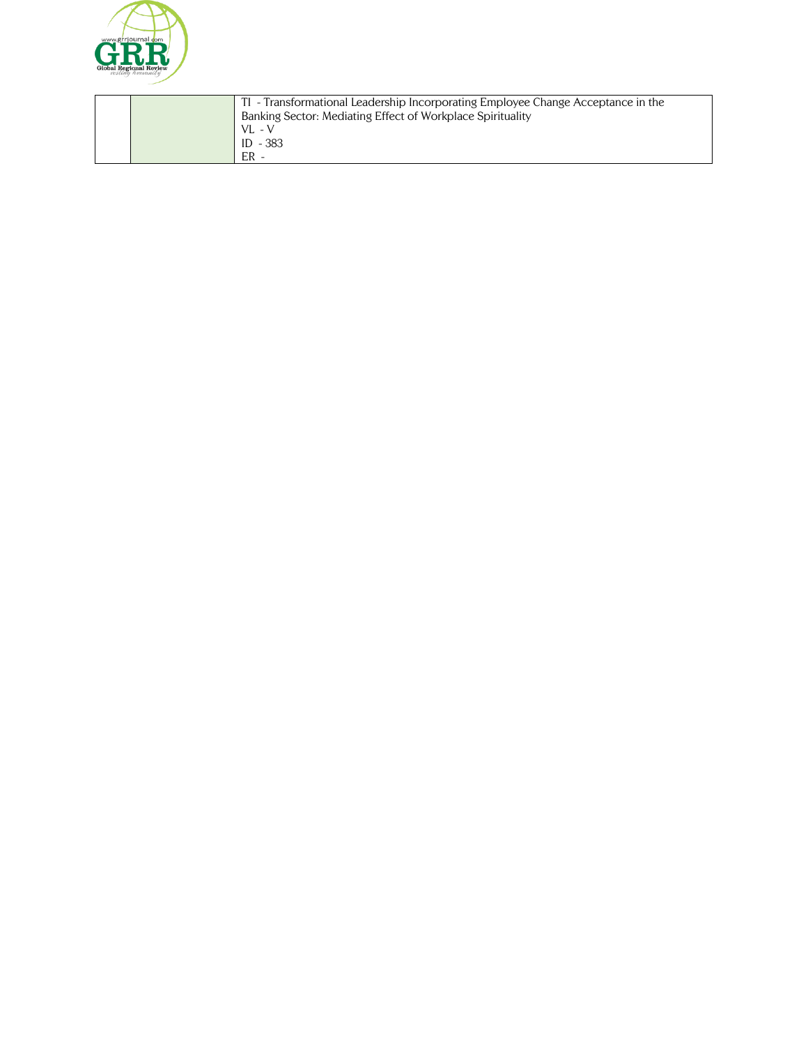| | | |
|---|---|---|
| | | TI - Transformational Leadership Incorporating Employee Change Acceptance in the Banking Sector: Mediating Effect of Workplace Spirituality<br>VL - V<br>ID - 383<br>ER - |